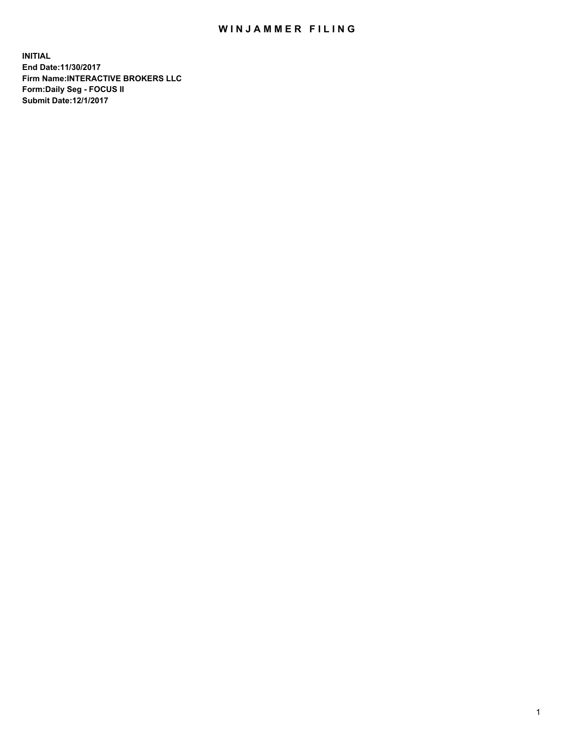# WINJAMMER FILING

**INITIAL**
**End Date:11/30/2017**
**Firm Name:INTERACTIVE BROKERS LLC**
**Form:Daily Seg - FOCUS II**
**Submit Date:12/1/2017**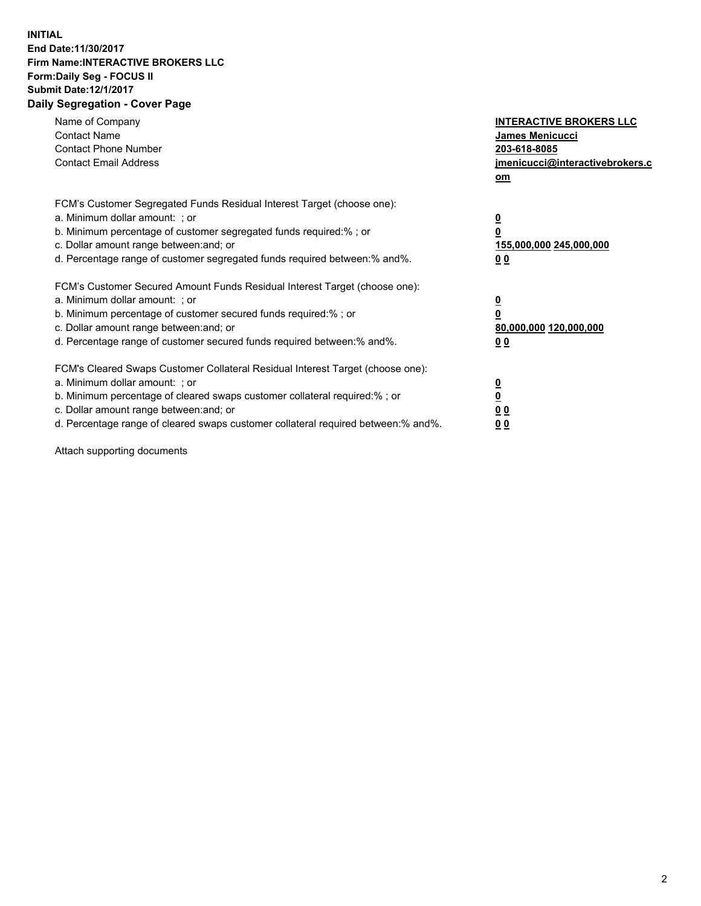**INITIAL**
**End Date:11/30/2017**
**Firm Name:INTERACTIVE BROKERS LLC**
**Form:Daily Seg - FOCUS II**
**Submit Date:12/1/2017**
**Daily Segregation - Cover Page**

| | |
|---|---|
| Name of Company | **INTERACTIVE BROKERS LLC** |
| Contact Name | **James Menicucci** |
| Contact Phone Number | **203-618-8085** |
| Contact Email Address | **jmenicucci@interactivebrokers.com** |

FCM's Customer Segregated Funds Residual Interest Target (choose one):

| | |
|---|---|
| a. Minimum dollar amount: ; or | **0** |
| b. Minimum percentage of customer segregated funds required:% ; or | **0** |
| c. Dollar amount range between:and; or | **155,000,000 245,000,000** |
| d. Percentage range of customer segregated funds required between:% and%. | **0 0** |

FCM's Customer Secured Amount Funds Residual Interest Target (choose one):

| | |
|---|---|
| a. Minimum dollar amount: ; or | **0** |
| b. Minimum percentage of customer secured funds required:% ; or | **0** |
| c. Dollar amount range between:and; or | **80,000,000 120,000,000** |
| d. Percentage range of customer secured funds required between:% and%. | **0 0** |

FCM's Cleared Swaps Customer Collateral Residual Interest Target (choose one):

| | |
|---|---|
| a. Minimum dollar amount: ; or | **0** |
| b. Minimum percentage of cleared swaps customer collateral required:% ; or | **0** |
| c. Dollar amount range between:and; or | **0 0** |
| d. Percentage range of cleared swaps customer collateral required between:% and%. | **0 0** |

Attach supporting documents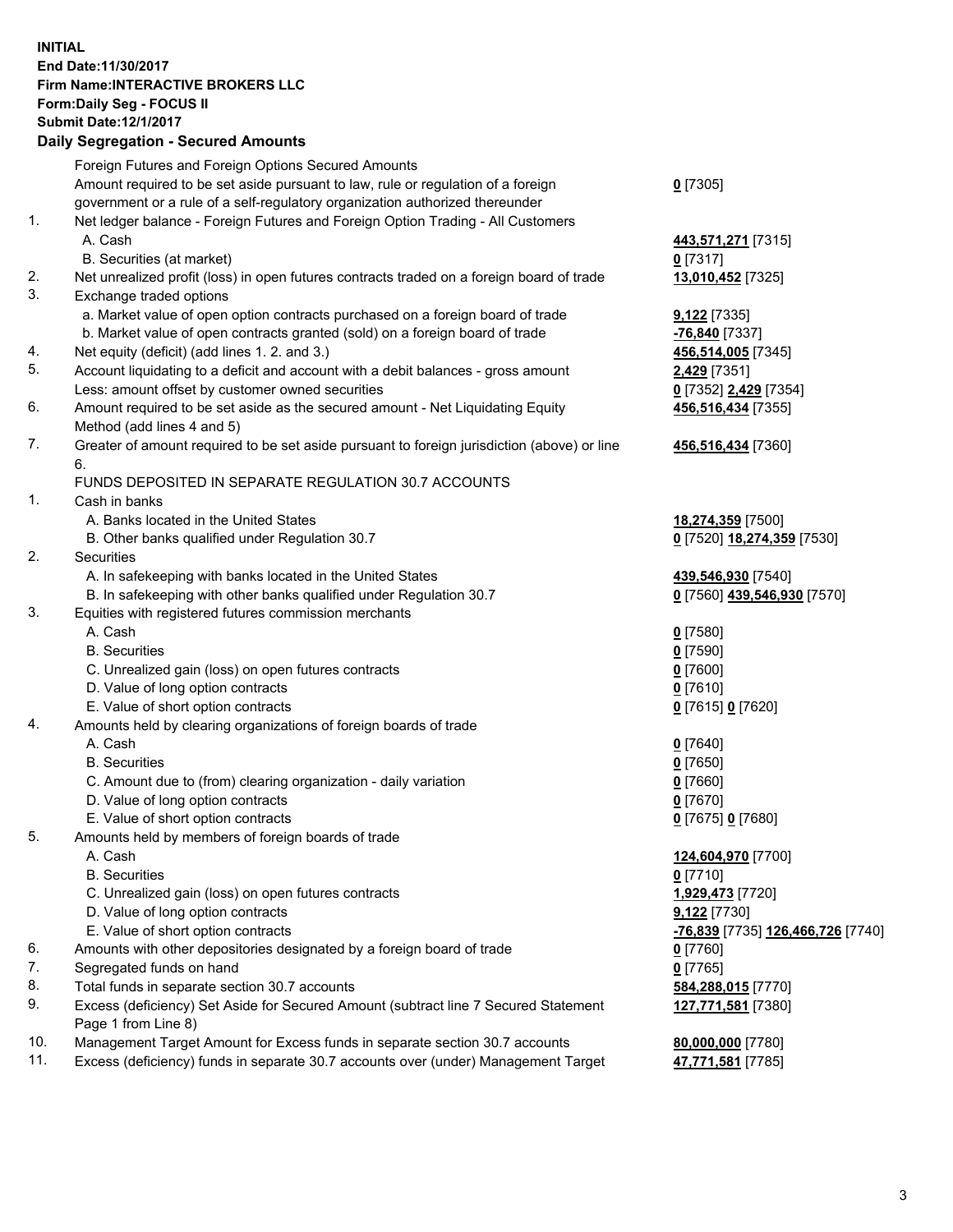**INITIAL**
**End Date:11/30/2017**
**Firm Name:INTERACTIVE BROKERS LLC**
**Form:Daily Seg - FOCUS II**
**Submit Date:12/1/2017**
**Daily Segregation - Secured Amounts**

| | | |
|---|---|---|
| | Foreign Futures and Foreign Options Secured Amounts | |
| | Amount required to be set aside pursuant to law, rule or regulation of a foreign government or a rule of a self-regulatory organization authorized thereunder | **0** [7305] |
| 1. | Net ledger balance - Foreign Futures and Foreign Option Trading - All Customers | |
| | A. Cash | **443,571,271** [7315] |
| | B. Securities (at market) | **0** [7317] |
| 2. | Net unrealized profit (loss) in open futures contracts traded on a foreign board of trade | **13,010,452** [7325] |
| 3. | Exchange traded options | |
| | a. Market value of open option contracts purchased on a foreign board of trade | **9,122** [7335] |
| | b. Market value of open contracts granted (sold) on a foreign board of trade | **-76,840** [7337] |
| 4. | Net equity (deficit) (add lines 1. 2. and 3.) | **456,514,005** [7345] |
| 5. | Account liquidating to a deficit and account with a debit balances - gross amount | **2,429** [7351] |
| | Less: amount offset by customer owned securities | **0** [7352] **2,429** [7354] |
| 6. | Amount required to be set aside as the secured amount - Net Liquidating Equity Method (add lines 4 and 5) | **456,516,434** [7355] |
| 7. | Greater of amount required to be set aside pursuant to foreign jurisdiction (above) or line 6. | **456,516,434** [7360] |
| | FUNDS DEPOSITED IN SEPARATE REGULATION 30.7 ACCOUNTS | |
| 1. | Cash in banks | |
| | A. Banks located in the United States | **18,274,359** [7500] |
| | B. Other banks qualified under Regulation 30.7 | **0** [7520] **18,274,359** [7530] |
| 2. | Securities | |
| | A. In safekeeping with banks located in the United States | **439,546,930** [7540] |
| | B. In safekeeping with other banks qualified under Regulation 30.7 | **0** [7560] **439,546,930** [7570] |
| 3. | Equities with registered futures commission merchants | |
| | A. Cash | **0** [7580] |
| | B. Securities | **0** [7590] |
| | C. Unrealized gain (loss) on open futures contracts | **0** [7600] |
| | D. Value of long option contracts | **0** [7610] |
| | E. Value of short option contracts | **0** [7615] **0** [7620] |
| 4. | Amounts held by clearing organizations of foreign boards of trade | |
| | A. Cash | **0** [7640] |
| | B. Securities | **0** [7650] |
| | C. Amount due to (from) clearing organization - daily variation | **0** [7660] |
| | D. Value of long option contracts | **0** [7670] |
| | E. Value of short option contracts | **0** [7675] **0** [7680] |
| 5. | Amounts held by members of foreign boards of trade | |
| | A. Cash | **124,604,970** [7700] |
| | B. Securities | **0** [7710] |
| | C. Unrealized gain (loss) on open futures contracts | **1,929,473** [7720] |
| | D. Value of long option contracts | **9,122** [7730] |
| | E. Value of short option contracts | **-76,839** [7735] **126,466,726** [7740] |
| 6. | Amounts with other depositories designated by a foreign board of trade | **0** [7760] |
| 7. | Segregated funds on hand | **0** [7765] |
| 8. | Total funds in separate section 30.7 accounts | **584,288,015** [7770] |
| 9. | Excess (deficiency) Set Aside for Secured Amount (subtract line 7 Secured Statement Page 1 from Line 8) | **127,771,581** [7380] |
| 10. | Management Target Amount for Excess funds in separate section 30.7 accounts | **80,000,000** [7780] |
| 11. | Excess (deficiency) funds in separate 30.7 accounts over (under) Management Target | **47,771,581** [7785] |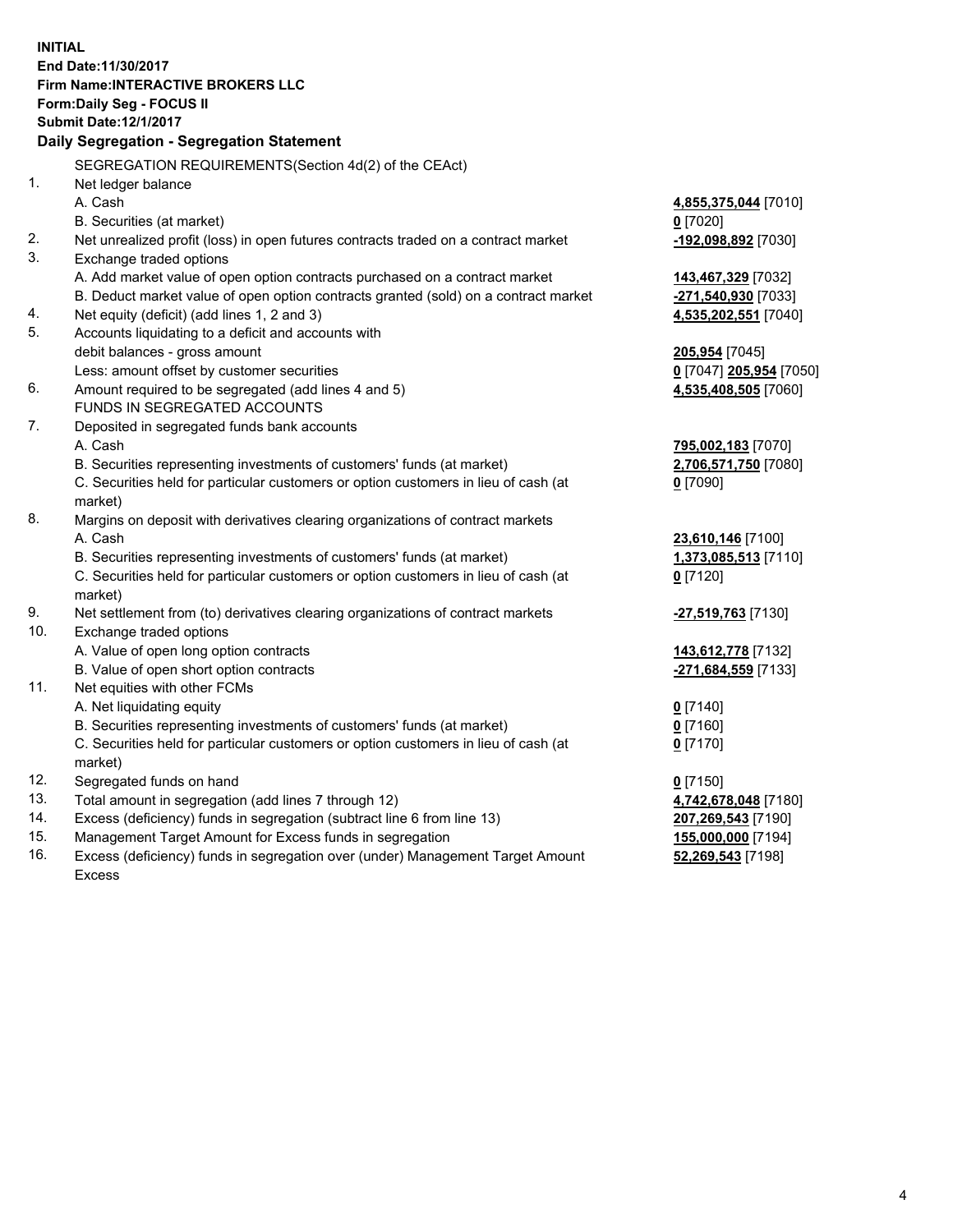**INITIAL**
**End Date:11/30/2017**
**Firm Name:INTERACTIVE BROKERS LLC**
**Form:Daily Seg - FOCUS II**
**Submit Date:12/1/2017**

**Daily Segregation - Segregation Statement**

SEGREGATION REQUIREMENTS(Section 4d(2) of the CEAct)

| | | |
|---|---|---|
| 1. | Net ledger balance | |
| | A. Cash | **4,855,375,044** [7010] |
| | B. Securities (at market) | **0** [7020] |
| 2. | Net unrealized profit (loss) in open futures contracts traded on a contract market | **-192,098,892** [7030] |
| 3. | Exchange traded options | |
| | A. Add market value of open option contracts purchased on a contract market | **143,467,329** [7032] |
| | B. Deduct market value of open option contracts granted (sold) on a contract market | **-271,540,930** [7033] |
| 4. | Net equity (deficit) (add lines 1, 2 and 3) | **4,535,202,551** [7040] |
| 5. | Accounts liquidating to a deficit and accounts with debit balances - gross amount | **205,954** [7045] |
| | Less: amount offset by customer securities | **0** [7047] **205,954** [7050] |
| 6. | Amount required to be segregated (add lines 4 and 5) | **4,535,408,505** [7060] |
| | FUNDS IN SEGREGATED ACCOUNTS | |
| 7. | Deposited in segregated funds bank accounts | |
| | A. Cash | **795,002,183** [7070] |
| | B. Securities representing investments of customers' funds (at market) | **2,706,571,750** [7080] |
| | C. Securities held for particular customers or option customers in lieu of cash (at market) | **0** [7090] |
| 8. | Margins on deposit with derivatives clearing organizations of contract markets | |
| | A. Cash | **23,610,146** [7100] |
| | B. Securities representing investments of customers' funds (at market) | **1,373,085,513** [7110] |
| | C. Securities held for particular customers or option customers in lieu of cash (at market) | **0** [7120] |
| 9. | Net settlement from (to) derivatives clearing organizations of contract markets | **-27,519,763** [7130] |
| 10. | Exchange traded options | |
| | A. Value of open long option contracts | **143,612,778** [7132] |
| | B. Value of open short option contracts | **-271,684,559** [7133] |
| 11. | Net equities with other FCMs | |
| | A. Net liquidating equity | **0** [7140] |
| | B. Securities representing investments of customers' funds (at market) | **0** [7160] |
| | C. Securities held for particular customers or option customers in lieu of cash (at market) | **0** [7170] |
| 12. | Segregated funds on hand | **0** [7150] |
| 13. | Total amount in segregation (add lines 7 through 12) | **4,742,678,048** [7180] |
| 14. | Excess (deficiency) funds in segregation (subtract line 6 from line 13) | **207,269,543** [7190] |
| 15. | Management Target Amount for Excess funds in segregation | **155,000,000** [7194] |
| 16. | Excess (deficiency) funds in segregation over (under) Management Target Amount Excess | **52,269,543** [7198] |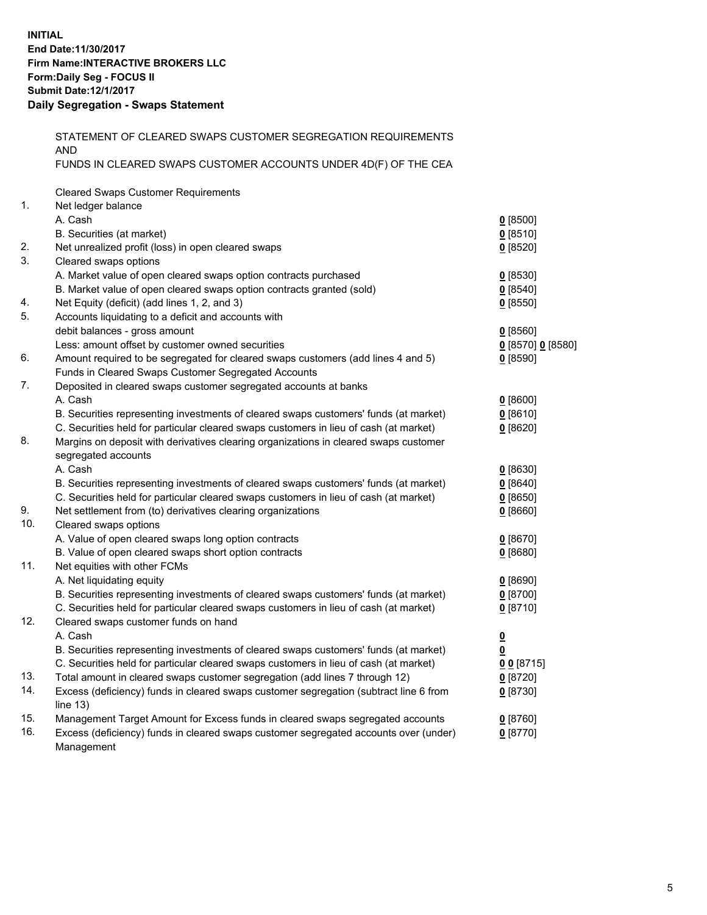**INITIAL**
**End Date:11/30/2017**
**Firm Name:INTERACTIVE BROKERS LLC**
**Form:Daily Seg - FOCUS II**
**Submit Date:12/1/2017**
**Daily Segregation - Swaps Statement**

STATEMENT OF CLEARED SWAPS CUSTOMER SEGREGATION REQUIREMENTS AND FUNDS IN CLEARED SWAPS CUSTOMER ACCOUNTS UNDER 4D(F) OF THE CEA

| | | |
|---|---|---|
| | Cleared Swaps Customer Requirements | |
| 1. | Net ledger balance | |
| | A. Cash | 0 [8500] |
| | B. Securities (at market) | 0 [8510] |
| 2. | Net unrealized profit (loss) in open cleared swaps | 0 [8520] |
| 3. | Cleared swaps options | |
| | A. Market value of open cleared swaps option contracts purchased | 0 [8530] |
| | B. Market value of open cleared swaps option contracts granted (sold) | 0 [8540] |
| 4. | Net Equity (deficit) (add lines 1, 2, and 3) | 0 [8550] |
| 5. | Accounts liquidating to a deficit and accounts with | |
| | debit balances - gross amount | 0 [8560] |
| | Less: amount offset by customer owned securities | 0 [8570] 0 [8580] |
| 6. | Amount required to be segregated for cleared swaps customers (add lines 4 and 5) | 0 [8590] |
| | Funds in Cleared Swaps Customer Segregated Accounts | |
| 7. | Deposited in cleared swaps customer segregated accounts at banks | |
| | A. Cash | 0 [8600] |
| | B. Securities representing investments of cleared swaps customers' funds (at market) | 0 [8610] |
| | C. Securities held for particular cleared swaps customers in lieu of cash (at market) | 0 [8620] |
| 8. | Margins on deposit with derivatives clearing organizations in cleared swaps customer segregated accounts | |
| | A. Cash | 0 [8630] |
| | B. Securities representing investments of cleared swaps customers' funds (at market) | 0 [8640] |
| | C. Securities held for particular cleared swaps customers in lieu of cash (at market) | 0 [8650] |
| 9. | Net settlement from (to) derivatives clearing organizations | 0 [8660] |
| 10. | Cleared swaps options | |
| | A. Value of open cleared swaps long option contracts | 0 [8670] |
| | B. Value of open cleared swaps short option contracts | 0 [8680] |
| 11. | Net equities with other FCMs | |
| | A. Net liquidating equity | 0 [8690] |
| | B. Securities representing investments of cleared swaps customers' funds (at market) | 0 [8700] |
| | C. Securities held for particular cleared swaps customers in lieu of cash (at market) | 0 [8710] |
| 12. | Cleared swaps customer funds on hand | |
| | A. Cash | 0 |
| | B. Securities representing investments of cleared swaps customers' funds (at market) | 0 |
| | C. Securities held for particular cleared swaps customers in lieu of cash (at market) | 0 0 [8715] |
| 13. | Total amount in cleared swaps customer segregation (add lines 7 through 12) | 0 [8720] |
| 14. | Excess (deficiency) funds in cleared swaps customer segregation (subtract line 6 from line 13) | 0 [8730] |
| 15. | Management Target Amount for Excess funds in cleared swaps segregated accounts | 0 [8760] |
| 16. | Excess (deficiency) funds in cleared swaps customer segregated accounts over (under) Management | 0 [8770] |